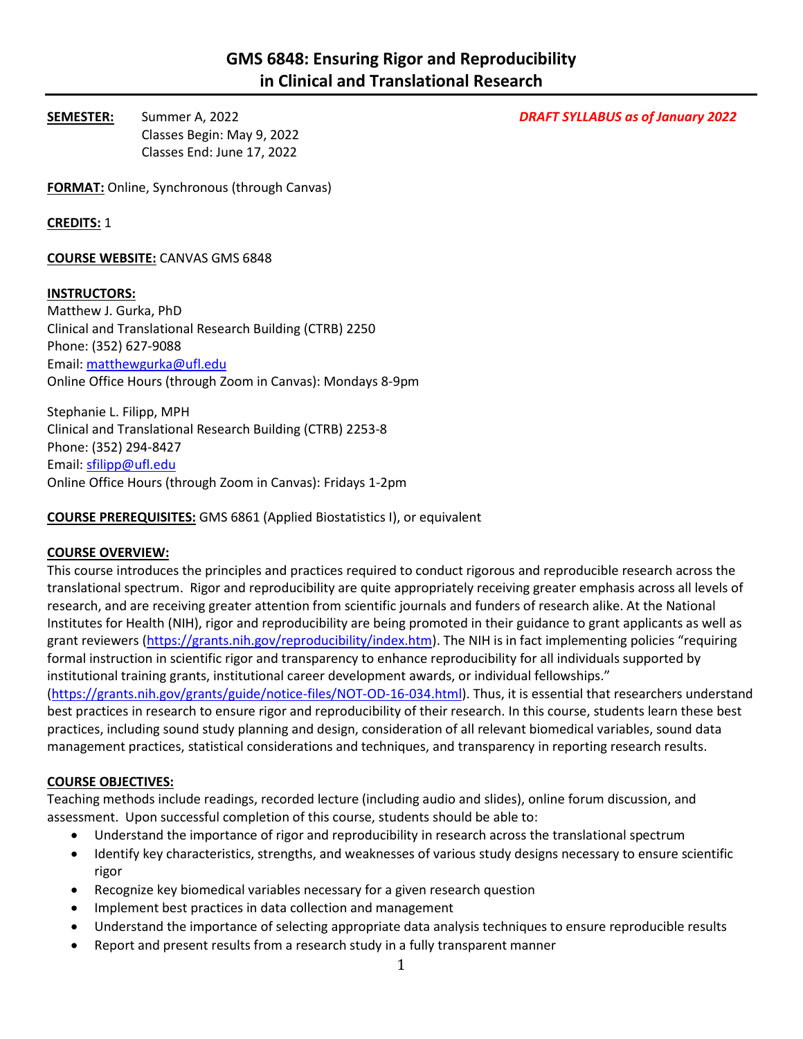# GMS 6848: Ensuring Rigor and Reproducibility in Clinical and Translational Research

**SEMESTER:** Summer A, 2022
Classes Begin: May 9, 2022
Classes End: June 17, 2022

***DRAFT SYLLABUS as of January 2022***

**FORMAT:** Online, Synchronous (through Canvas)

**CREDITS:** 1

**COURSE WEBSITE:** CANVAS GMS 6848

**INSTRUCTORS:**

Matthew J. Gurka, PhD
Clinical and Translational Research Building (CTRB) 2250
Phone: (352) 627-9088
Email: matthewgurka@ufl.edu
Online Office Hours (through Zoom in Canvas): Mondays 8-9pm

Stephanie L. Filipp, MPH
Clinical and Translational Research Building (CTRB) 2253-8
Phone: (352) 294-8427
Email: sfilipp@ufl.edu
Online Office Hours (through Zoom in Canvas): Fridays 1-2pm

**COURSE PREREQUISITES:** GMS 6861 (Applied Biostatistics I), or equivalent

**COURSE OVERVIEW:**

This course introduces the principles and practices required to conduct rigorous and reproducible research across the translational spectrum. Rigor and reproducibility are quite appropriately receiving greater emphasis across all levels of research, and are receiving greater attention from scientific journals and funders of research alike. At the National Institutes for Health (NIH), rigor and reproducibility are being promoted in their guidance to grant applicants as well as grant reviewers (https://grants.nih.gov/reproducibility/index.htm). The NIH is in fact implementing policies "requiring formal instruction in scientific rigor and transparency to enhance reproducibility for all individuals supported by institutional training grants, institutional career development awards, or individual fellowships." (https://grants.nih.gov/grants/guide/notice-files/NOT-OD-16-034.html). Thus, it is essential that researchers understand best practices in research to ensure rigor and reproducibility of their research. In this course, students learn these best practices, including sound study planning and design, consideration of all relevant biomedical variables, sound data management practices, statistical considerations and techniques, and transparency in reporting research results.

**COURSE OBJECTIVES:**

Teaching methods include readings, recorded lecture (including audio and slides), online forum discussion, and assessment. Upon successful completion of this course, students should be able to:

- Understand the importance of rigor and reproducibility in research across the translational spectrum
- Identify key characteristics, strengths, and weaknesses of various study designs necessary to ensure scientific rigor
- Recognize key biomedical variables necessary for a given research question
- Implement best practices in data collection and management
- Understand the importance of selecting appropriate data analysis techniques to ensure reproducible results
- Report and present results from a research study in a fully transparent manner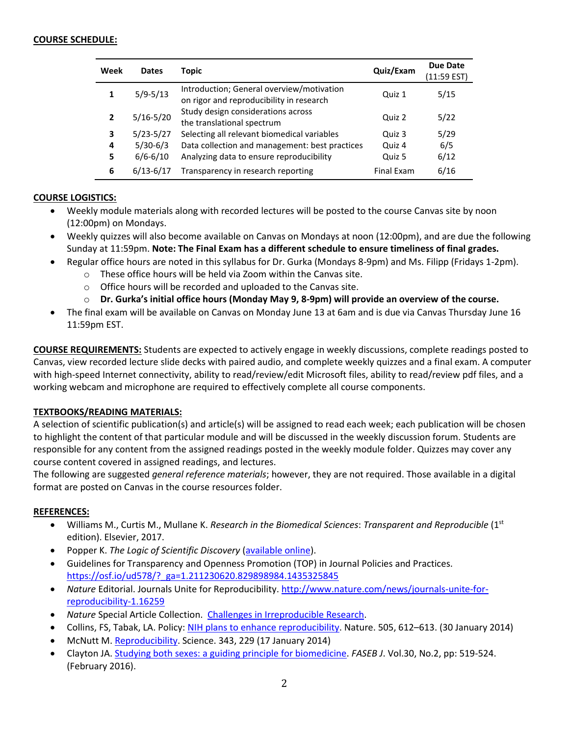**COURSE SCHEDULE:**

| Week | Dates | Topic | Quiz/Exam | Due Date (11:59 EST) |
|---|---|---|---|---|
| 1 | 5/9-5/13 | Introduction; General overview/motivation on rigor and reproducibility in research | Quiz 1 | 5/15 |
| 2 | 5/16-5/20 | Study design considerations across the translational spectrum | Quiz 2 | 5/22 |
| 3 | 5/23-5/27 | Selecting all relevant biomedical variables | Quiz 3 | 5/29 |
| 4 | 5/30-6/3 | Data collection and management: best practices | Quiz 4 | 6/5 |
| 5 | 6/6-6/10 | Analyzing data to ensure reproducibility | Quiz 5 | 6/12 |
| 6 | 6/13-6/17 | Transparency in research reporting | Final Exam | 6/16 |

**COURSE LOGISTICS:**

- Weekly module materials along with recorded lectures will be posted to the course Canvas site by noon (12:00pm) on Mondays.
- Weekly quizzes will also become available on Canvas on Mondays at noon (12:00pm), and are due the following Sunday at 11:59pm. **Note: The Final Exam has a different schedule to ensure timeliness of final grades.**
- Regular office hours are noted in this syllabus for Dr. Gurka (Mondays 8-9pm) and Ms. Filipp (Fridays 1-2pm).
  - These office hours will be held via Zoom within the Canvas site.
  - Office hours will be recorded and uploaded to the Canvas site.
  - **Dr. Gurka's initial office hours (Monday May 9, 8-9pm) will provide an overview of the course.**
- The final exam will be available on Canvas on Monday June 13 at 6am and is due via Canvas Thursday June 16 11:59pm EST.

**COURSE REQUIREMENTS:** Students are expected to actively engage in weekly discussions, complete readings posted to Canvas, view recorded lecture slide decks with paired audio, and complete weekly quizzes and a final exam. A computer with high-speed Internet connectivity, ability to read/review/edit Microsoft files, ability to read/review pdf files, and a working webcam and microphone are required to effectively complete all course components.

**TEXTBOOKS/READING MATERIALS:**

A selection of scientific publication(s) and article(s) will be assigned to read each week; each publication will be chosen to highlight the content of that particular module and will be discussed in the weekly discussion forum. Students are responsible for any content from the assigned readings posted in the weekly module folder. Quizzes may cover any course content covered in assigned readings, and lectures.

The following are suggested *general reference materials*; however, they are not required. Those available in a digital format are posted on Canvas in the course resources folder.

**REFERENCES:**

- Williams M., Curtis M., Mullane K. *Research in the Biomedical Sciences*: *Transparent and Reproducible* (1st edition). Elsevier, 2017.
- Popper K. *The Logic of Scientific Discovery* (available online).
- Guidelines for Transparency and Openness Promotion (TOP) in Journal Policies and Practices. https://osf.io/ud578/?_ga=1.211230620.829898984.1435325845
- *Nature* Editorial. Journals Unite for Reproducibility. http://www.nature.com/news/journals-unite-for-reproducibility-1.16259
- *Nature* Special Article Collection. Challenges in Irreproducible Research.
- Collins, FS, Tabak, LA. Policy: NIH plans to enhance reproducibility. Nature. 505, 612–613. (30 January 2014)
- McNutt M. Reproducibility. Science. 343, 229 (17 January 2014)
- Clayton JA. Studying both sexes: a guiding principle for biomedicine. *FASEB J*. Vol.30, No.2, pp: 519-524. (February 2016).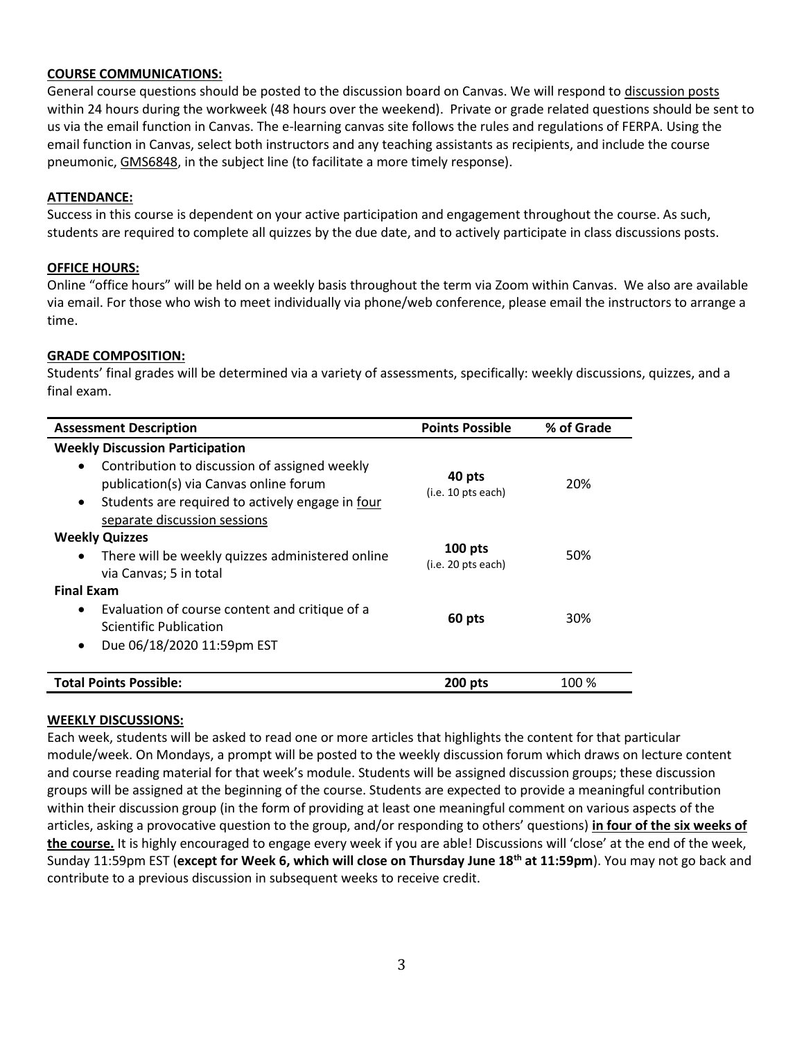**COURSE COMMUNICATIONS:**

General course questions should be posted to the discussion board on Canvas. We will respond to <u>discussion posts</u> within 24 hours during the workweek (48 hours over the weekend). Private or grade related questions should be sent to us via the email function in Canvas. The e-learning canvas site follows the rules and regulations of FERPA. Using the email function in Canvas, select both instructors and any teaching assistants as recipients, and include the course pneumonic, <u>GMS6848</u>, in the subject line (to facilitate a more timely response).

**ATTENDANCE:**

Success in this course is dependent on your active participation and engagement throughout the course. As such, students are required to complete all quizzes by the due date, and to actively participate in class discussions posts.

**OFFICE HOURS:**

Online "office hours" will be held on a weekly basis throughout the term via Zoom within Canvas. We also are available via email. For those who wish to meet individually via phone/web conference, please email the instructors to arrange a time.

**GRADE COMPOSITION:**

Students' final grades will be determined via a variety of assessments, specifically: weekly discussions, quizzes, and a final exam.

| Assessment Description | Points Possible | % of Grade |
|---|---|---|
| **Weekly Discussion Participation**<br>• Contribution to discussion of assigned weekly publication(s) via Canvas online forum<br>• Students are required to actively engage in <u>four separate discussion sessions</u> | **40 pts**<br>(i.e. 10 pts each) | 20% |
| **Weekly Quizzes**<br>• There will be weekly quizzes administered online via Canvas; 5 in total | **100 pts**<br>(i.e. 20 pts each) | 50% |
| **Final Exam**<br>• Evaluation of course content and critique of a Scientific Publication<br>• Due 06/18/2020 11:59pm EST | **60 pts** | 30% |
| **Total Points Possible:** | **200 pts** | 100 % |

**WEEKLY DISCUSSIONS:**

Each week, students will be asked to read one or more articles that highlights the content for that particular module/week. On Mondays, a prompt will be posted to the weekly discussion forum which draws on lecture content and course reading material for that week's module. Students will be assigned discussion groups; these discussion groups will be assigned at the beginning of the course. Students are expected to provide a meaningful contribution within their discussion group (in the form of providing at least one meaningful comment on various aspects of the articles, asking a provocative question to the group, and/or responding to others' questions) **<u>in four of the six weeks of the course.</u>** It is highly encouraged to engage every week if you are able! Discussions will 'close' at the end of the week, Sunday 11:59pm EST (**except for Week 6, which will close on Thursday June 18th at 11:59pm**). You may not go back and contribute to a previous discussion in subsequent weeks to receive credit.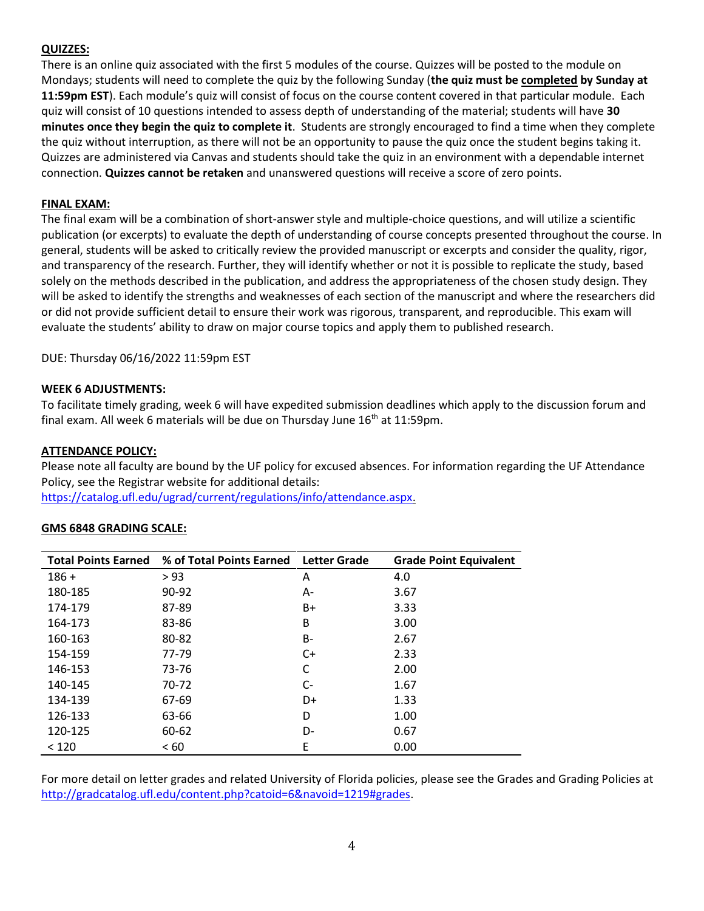**QUIZZES:**

There is an online quiz associated with the first 5 modules of the course. Quizzes will be posted to the module on Mondays; students will need to complete the quiz by the following Sunday (**the quiz must be completed by Sunday at 11:59pm EST**). Each module's quiz will consist of focus on the course content covered in that particular module. Each quiz will consist of 10 questions intended to assess depth of understanding of the material; students will have **30 minutes once they begin the quiz to complete it**. Students are strongly encouraged to find a time when they complete the quiz without interruption, as there will not be an opportunity to pause the quiz once the student begins taking it. Quizzes are administered via Canvas and students should take the quiz in an environment with a dependable internet connection. **Quizzes cannot be retaken** and unanswered questions will receive a score of zero points.

**FINAL EXAM:**

The final exam will be a combination of short-answer style and multiple-choice questions, and will utilize a scientific publication (or excerpts) to evaluate the depth of understanding of course concepts presented throughout the course. In general, students will be asked to critically review the provided manuscript or excerpts and consider the quality, rigor, and transparency of the research. Further, they will identify whether or not it is possible to replicate the study, based solely on the methods described in the publication, and address the appropriateness of the chosen study design. They will be asked to identify the strengths and weaknesses of each section of the manuscript and where the researchers did or did not provide sufficient detail to ensure their work was rigorous, transparent, and reproducible. This exam will evaluate the students' ability to draw on major course topics and apply them to published research.

DUE: Thursday 06/16/2022 11:59pm EST

**WEEK 6 ADJUSTMENTS:**

To facilitate timely grading, week 6 will have expedited submission deadlines which apply to the discussion forum and final exam. All week 6 materials will be due on Thursday June 16th at 11:59pm.

**ATTENDANCE POLICY:**

Please note all faculty are bound by the UF policy for excused absences. For information regarding the UF Attendance Policy, see the Registrar website for additional details: https://catalog.ufl.edu/ugrad/current/regulations/info/attendance.aspx.

**GMS 6848 GRADING SCALE:**

| Total Points Earned | % of Total Points Earned | Letter Grade | Grade Point Equivalent |
|---|---|---|---|
| 186 + | > 93 | A | 4.0 |
| 180-185 | 90-92 | A- | 3.67 |
| 174-179 | 87-89 | B+ | 3.33 |
| 164-173 | 83-86 | B | 3.00 |
| 160-163 | 80-82 | B- | 2.67 |
| 154-159 | 77-79 | C+ | 2.33 |
| 146-153 | 73-76 | C | 2.00 |
| 140-145 | 70-72 | C- | 1.67 |
| 134-139 | 67-69 | D+ | 1.33 |
| 126-133 | 63-66 | D | 1.00 |
| 120-125 | 60-62 | D- | 0.67 |
| < 120 | < 60 | E | 0.00 |

For more detail on letter grades and related University of Florida policies, please see the Grades and Grading Policies at http://gradcatalog.ufl.edu/content.php?catoid=6&navoid=1219#grades.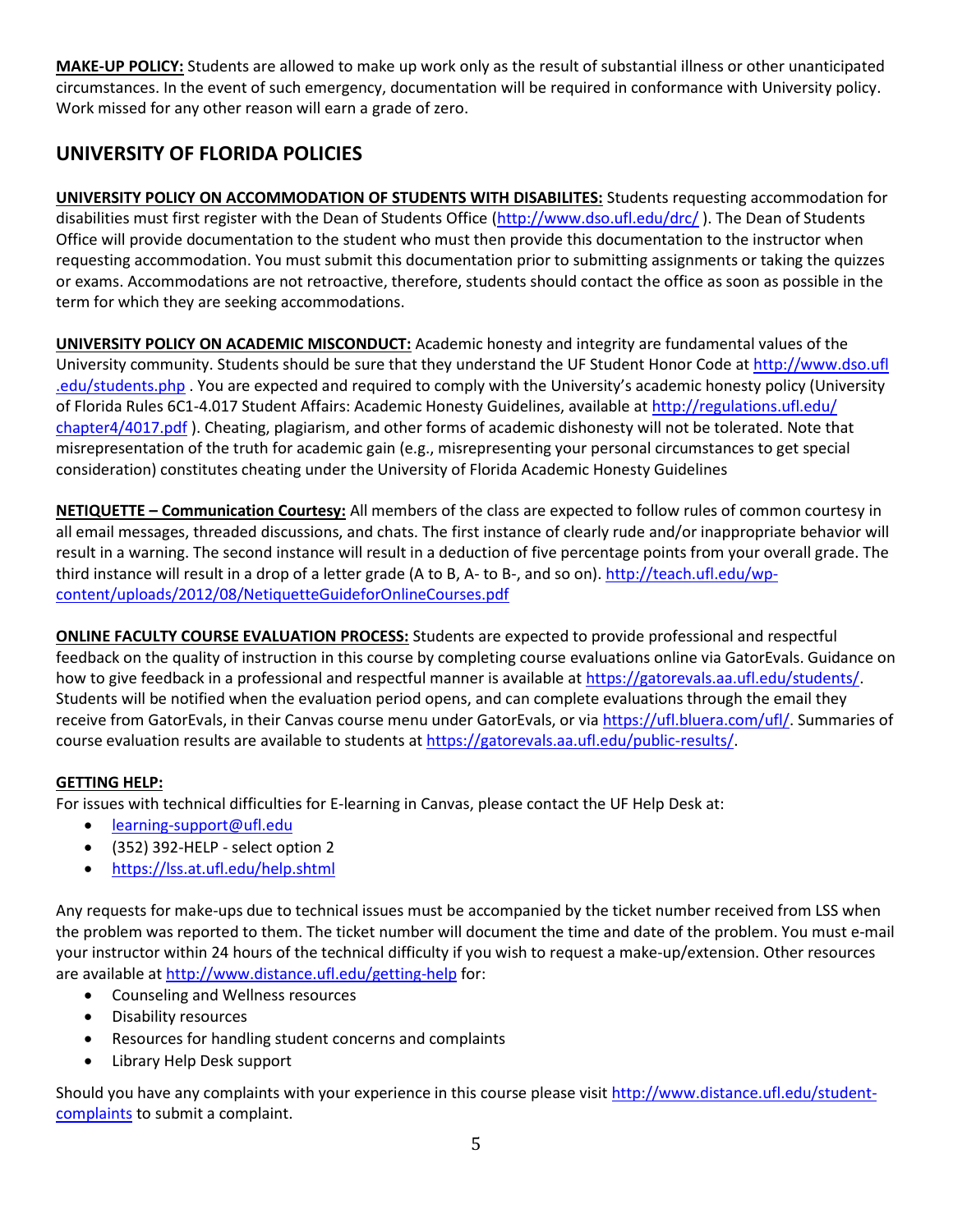**MAKE-UP POLICY:** Students are allowed to make up work only as the result of substantial illness or other unanticipated circumstances. In the event of such emergency, documentation will be required in conformance with University policy. Work missed for any other reason will earn a grade of zero.

## UNIVERSITY OF FLORIDA POLICIES

**UNIVERSITY POLICY ON ACCOMMODATION OF STUDENTS WITH DISABILITES:** Students requesting accommodation for disabilities must first register with the Dean of Students Office (http://www.dso.ufl.edu/drc/ ). The Dean of Students Office will provide documentation to the student who must then provide this documentation to the instructor when requesting accommodation. You must submit this documentation prior to submitting assignments or taking the quizzes or exams. Accommodations are not retroactive, therefore, students should contact the office as soon as possible in the term for which they are seeking accommodations.

**UNIVERSITY POLICY ON ACADEMIC MISCONDUCT:** Academic honesty and integrity are fundamental values of the University community. Students should be sure that they understand the UF Student Honor Code at http://www.dso.ufl.edu/students.php . You are expected and required to comply with the University's academic honesty policy (University of Florida Rules 6C1-4.017 Student Affairs: Academic Honesty Guidelines, available at http://regulations.ufl.edu/chapter4/4017.pdf ). Cheating, plagiarism, and other forms of academic dishonesty will not be tolerated. Note that misrepresentation of the truth for academic gain (e.g., misrepresenting your personal circumstances to get special consideration) constitutes cheating under the University of Florida Academic Honesty Guidelines

**NETIQUETTE – Communication Courtesy:** All members of the class are expected to follow rules of common courtesy in all email messages, threaded discussions, and chats. The first instance of clearly rude and/or inappropriate behavior will result in a warning. The second instance will result in a deduction of five percentage points from your overall grade. The third instance will result in a drop of a letter grade (A to B, A- to B-, and so on). http://teach.ufl.edu/wp-content/uploads/2012/08/NetiquetteGuideforOnlineCourses.pdf

**ONLINE FACULTY COURSE EVALUATION PROCESS:** Students are expected to provide professional and respectful feedback on the quality of instruction in this course by completing course evaluations online via GatorEvals. Guidance on how to give feedback in a professional and respectful manner is available at https://gatorevals.aa.ufl.edu/students/. Students will be notified when the evaluation period opens, and can complete evaluations through the email they receive from GatorEvals, in their Canvas course menu under GatorEvals, or via https://ufl.bluera.com/ufl/. Summaries of course evaluation results are available to students at https://gatorevals.aa.ufl.edu/public-results/.

**GETTING HELP:**

For issues with technical difficulties for E-learning in Canvas, please contact the UF Help Desk at:

- learning-support@ufl.edu
- (352) 392-HELP - select option 2
- https://lss.at.ufl.edu/help.shtml

Any requests for make-ups due to technical issues must be accompanied by the ticket number received from LSS when the problem was reported to them. The ticket number will document the time and date of the problem. You must e-mail your instructor within 24 hours of the technical difficulty if you wish to request a make-up/extension. Other resources are available at http://www.distance.ufl.edu/getting-help for:

- Counseling and Wellness resources
- Disability resources
- Resources for handling student concerns and complaints
- Library Help Desk support

Should you have any complaints with your experience in this course please visit http://www.distance.ufl.edu/student-complaints to submit a complaint.